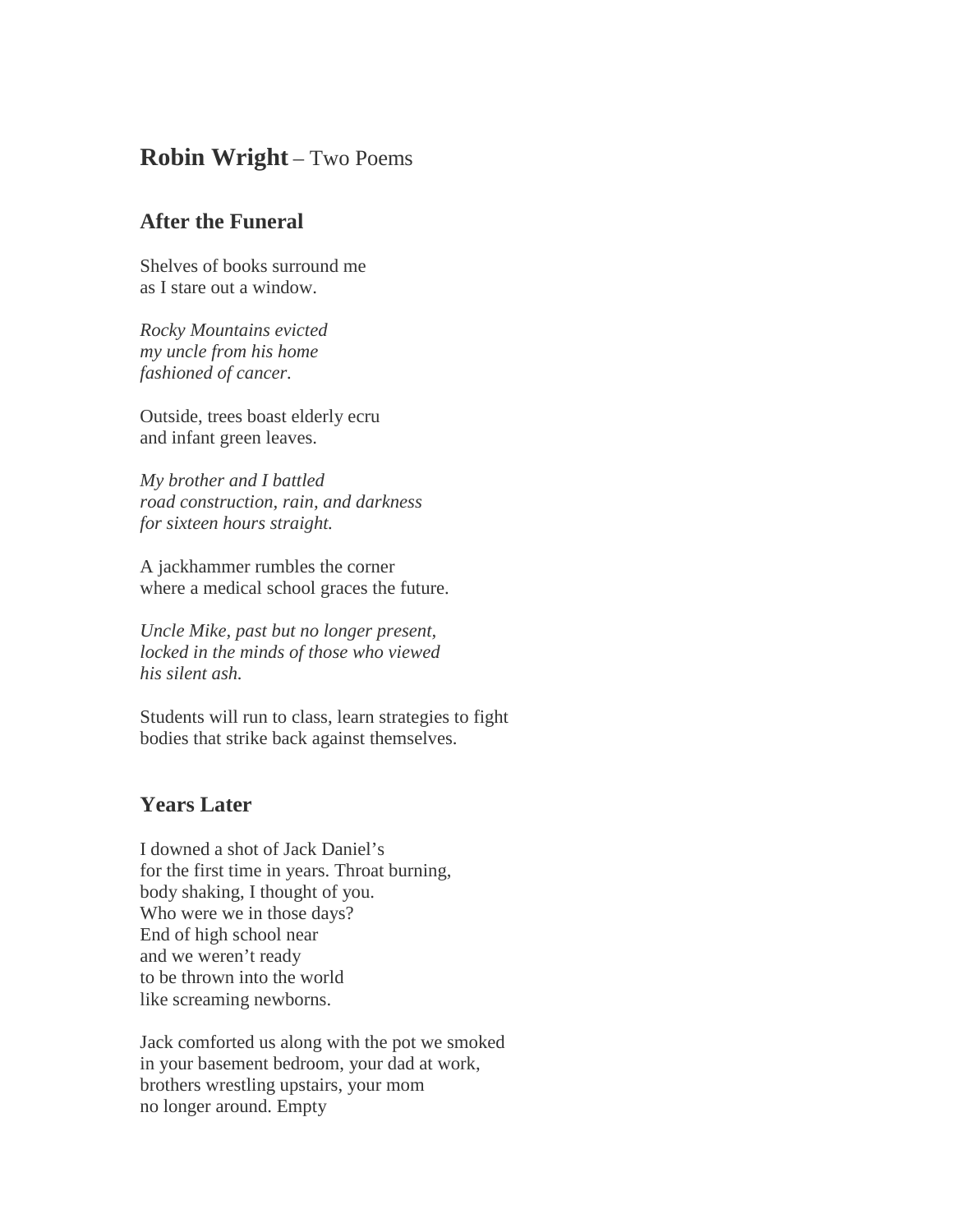# **Robin Wright** – Two Poems

## After the Funeral

Shelves of books surround me
as I stare out a window.

*Rocky Mountains evicted*
*my uncle from his home*
*fashioned of cancer.*

Outside, trees boast elderly ecru
and infant green leaves.

*My brother and I battled*
*road construction, rain, and darkness*
*for sixteen hours straight.*

A jackhammer rumbles the corner
where a medical school graces the future.

*Uncle Mike, past but no longer present,*
*locked in the minds of those who viewed*
*his silent ash.*

Students will run to class, learn strategies to fight
bodies that strike back against themselves.

## Years Later

I downed a shot of Jack Daniel's
for the first time in years. Throat burning,
body shaking, I thought of you.
Who were we in those days?
End of high school near
and we weren't ready
to be thrown into the world
like screaming newborns.

Jack comforted us along with the pot we smoked
in your basement bedroom, your dad at work,
brothers wrestling upstairs, your mom
no longer around. Empty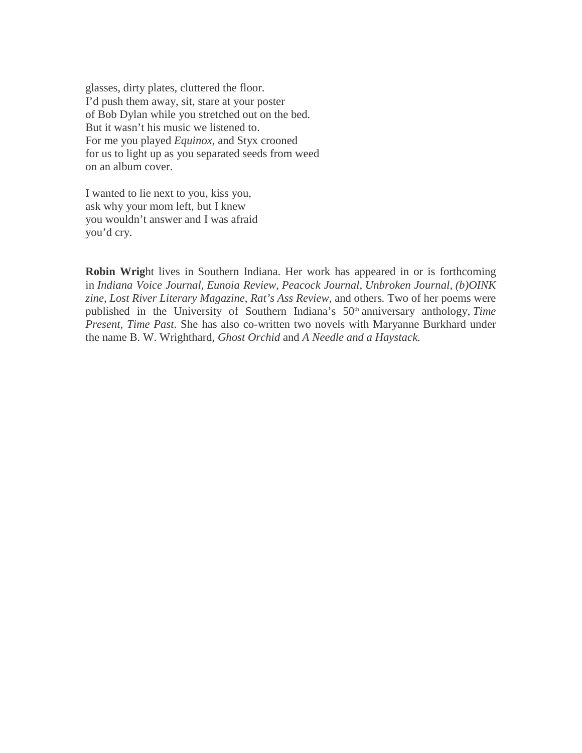glasses, dirty plates, cluttered the floor.  
I'd push them away, sit, stare at your poster  
of Bob Dylan while you stretched out on the bed.  
But it wasn't his music we listened to.  
For me you played *Equinox*, and Styx crooned  
for us to light up as you separated seeds from weed  
on an album cover.

I wanted to lie next to you, kiss you,  
ask why your mom left, but I knew  
you wouldn't answer and I was afraid  
you'd cry.

**Robin Wrig**ht lives in Southern Indiana. Her work has appeared in or is forthcoming in *Indiana Voice Journal*, *Eunoia Review*, *Peacock Journal*, *Unbroken Journal*, *(b)OINK zine*, *Lost River Literary Magazine*, *Rat's Ass Review*, and others. Two of her poems were published in the University of Southern Indiana's 50th anniversary anthology, *Time Present*, *Time Past*. She has also co-written two novels with Maryanne Burkhard under the name B. W. Wrighthard, *Ghost Orchid* and *A Needle and a Haystack.*